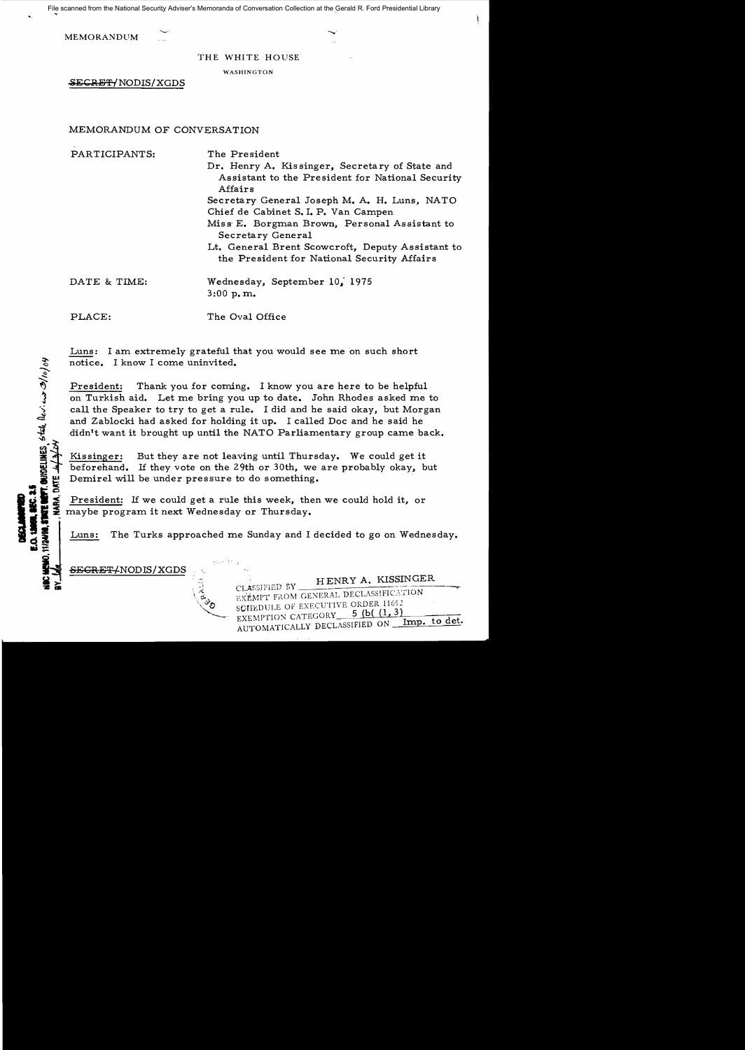File scanned from the National Security Adviser's Memoranda of Conversation Collection at the Gerald R. Ford Presidential Library

MEMORANDUM

THE WHITE HOUSE

WASHINGTON

~~SECRET~~/NODIS/XGDS

MEMORANDUM OF CONVERSATION

PARTICIPANTS:

The President

Dr. Henry A. Kissinger, Secretary of State and Assistant to the President for National Security Affairs

Secretary General Joseph M. A. H. Luns, NATO

Chief de Cabinet S. I. P. Van Campen

Miss E. Borgman Brown, Personal Assistant to Secretary General

Lt. General Brent Scowcroft, Deputy Assistant to the President for National Security Affairs

DATE & TIME: Wednesday, September 10, 1975
3:00 p.m.

PLACE: The Oval Office

DECLASSIFIED
E.O. 12958, SEC. 3.5
NSC MEMO, 11/24/98, STATE DEPT. GUIDELINES, State Dev.iew 3/10/04
BY [illegible], NARA, DATE 6/3/04

Luns: I am extremely grateful that you would see me on such short notice. I know I come uninvited.

President: Thank you for coming. I know you are here to be helpful on Turkish aid. Let me bring you up to date. John Rhodes asked me to call the Speaker to try to get a rule. I did and he said okay, but Morgan and Zablocki had asked for holding it up. I called Doc and he said he didn't want it brought up until the NATO Parliamentary group came back.

Kissinger: But they are not leaving until Thursday. We could get it beforehand. If they vote on the 29th or 30th, we are probably okay, but Demirel will be under pressure to do something.

President: If we could get a rule this week, then we could hold it, or maybe program it next Wednesday or Thursday.

Luns: The Turks approached me Sunday and I decided to go on Wednesday.

~~SECRET~~/NODIS/XGDS

CLASSIFIED BY HENRY A. KISSINGER
EXEMPT FROM GENERAL DECLASSIFICATION
SCHEDULE OF EXECUTIVE ORDER 11652
EXEMPTION CATEGORY 5 (b( (1, 3)
AUTOMATICALLY DECLASSIFIED ON Imp. to det.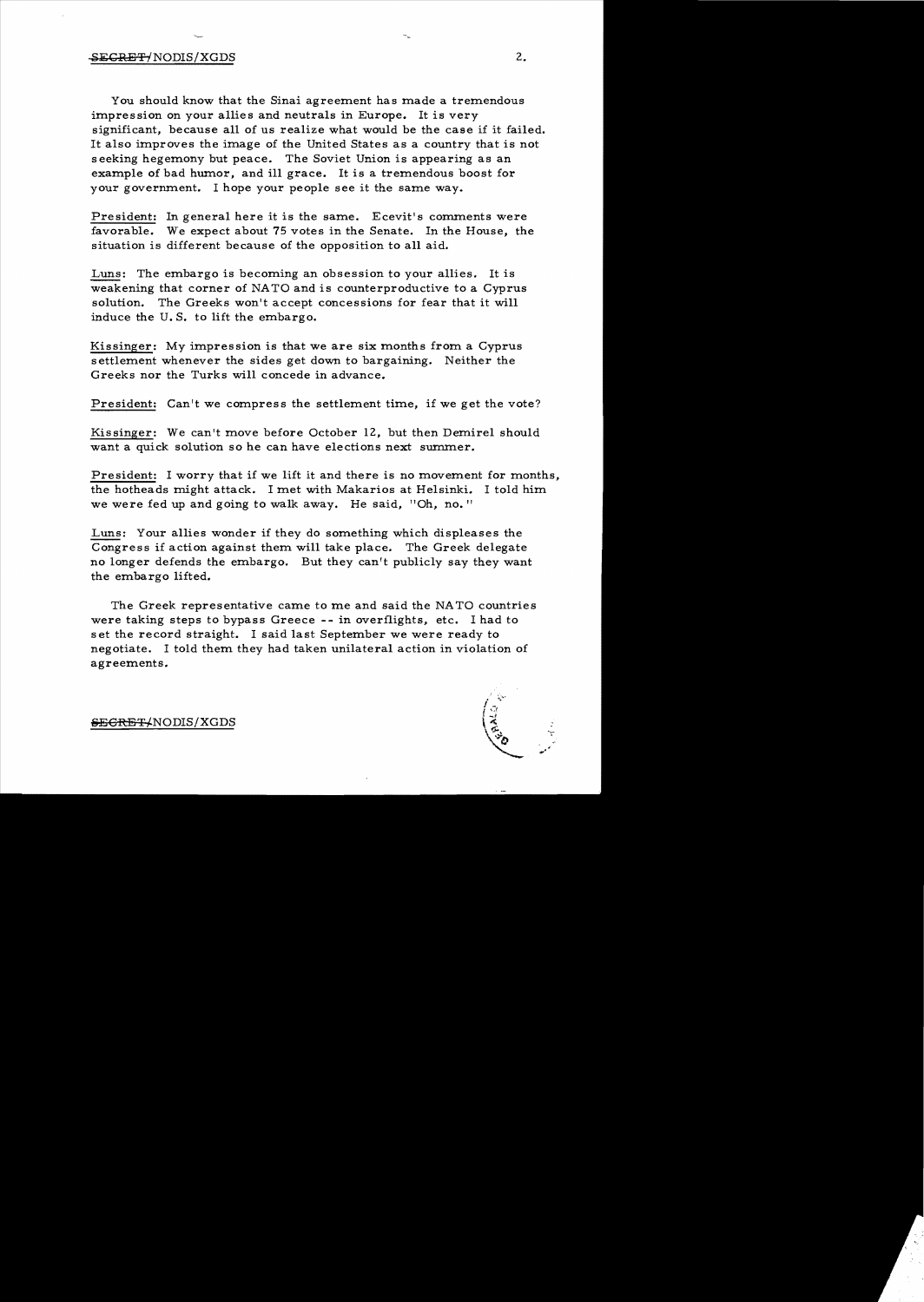You should know that the Sinai agreement has made a tremendous impression on your allies and neutrals in Europe. It is very significant, because all of us realize what would be the case if it failed. It also improves the image of the United States as a country that is not seeking hegemony but peace. The Soviet Union is appearing as an example of bad humor, and ill grace. It is a tremendous boost for your government. I hope your people see it the same way.

President: In general here it is the same. Ecevit's comments were favorable. We expect about 75 votes in the Senate. In the House, the situation is different because of the opposition to all aid.

Luns: The embargo is becoming an obsession to your allies. It is weakening that corner of NATO and is counterproductive to a Cyprus solution. The Greeks won't accept concessions for fear that it will induce the U.S. to lift the embargo.

Kissinger: My impression is that we are six months from a Cyprus settlement whenever the sides get down to bargaining. Neither the Greeks nor the Turks will concede in advance.

President: Can't we compress the settlement time, if we get the vote?

Kissinger: We can't move before October 12, but then Demirel should want a quick solution so he can have elections next summer.

President: I worry that if we lift it and there is no movement for months, the hotheads might attack. I met with Makarios at Helsinki. I told him we were fed up and going to walk away. He said, "Oh, no."

Luns: Your allies wonder if they do something which displeases the Congress if action against them will take place. The Greek delegate no longer defends the embargo. But they can't publicly say they want the embargo lifted.

The Greek representative came to me and said the NATO countries were taking steps to bypass Greece -- in overflights, etc. I had to set the record straight. I said last September we were ready to negotiate. I told them they had taken unilateral action in violation of agreements.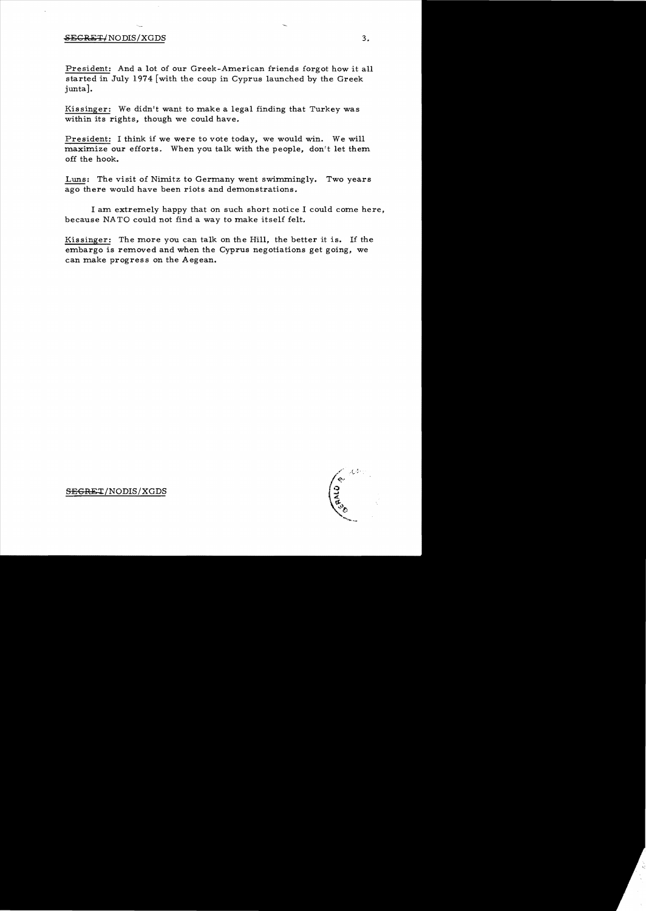President: And a lot of our Greek-American friends forgot how it all started in July 1974 [with the coup in Cyprus launched by the Greek junta].

Kissinger: We didn't want to make a legal finding that Turkey was within its rights, though we could have.

President: I think if we were to vote today, we would win. We will maximize our efforts. When you talk with the people, don't let them off the hook.

Luns: The visit of Nimitz to Germany went swimmingly. Two years ago there would have been riots and demonstrations.

I am extremely happy that on such short notice I could come here, because NATO could not find a way to make itself felt.

Kissinger: The more you can talk on the Hill, the better it is. If the embargo is removed and when the Cyprus negotiations get going, we can make progress on the Aegean.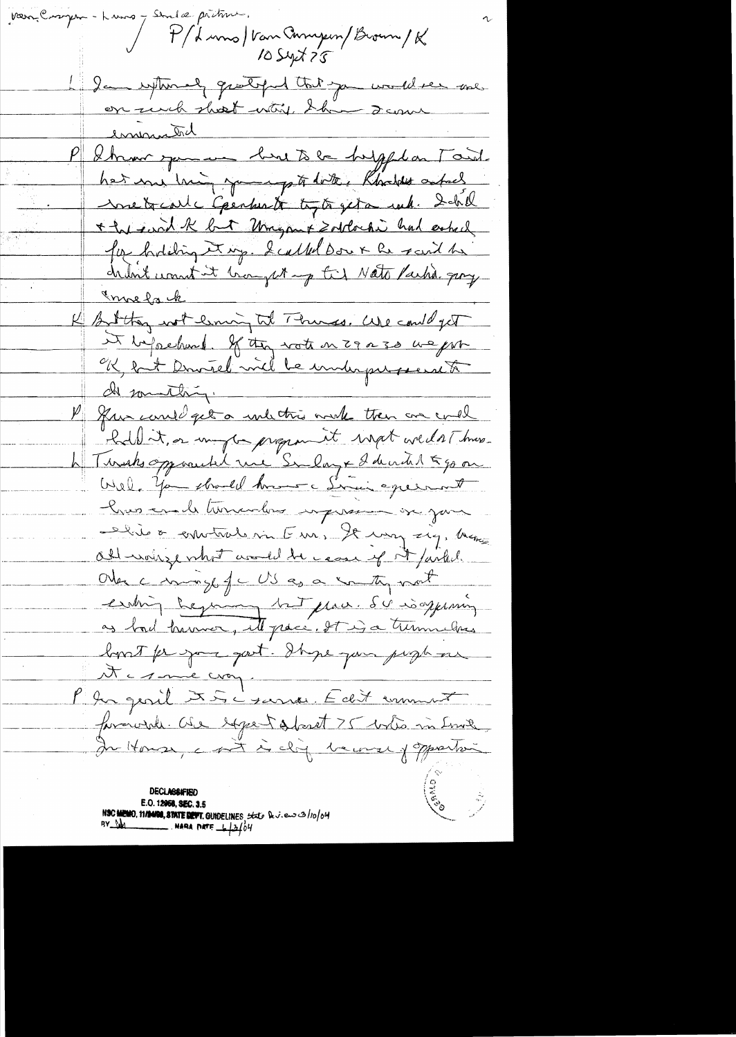Van Cooper - Lumo - Saudi picture.

P/Lumo/Van Gumpen/Brown/K
10 Sept 75

L I am extremely gratified that you would see me on such short notice. I have 3 comments.

P I know you are here to be helpful on Turk. Aid. Last time [illegible] to date. Khaddam asked me to call Genscher to try to get a [illegible]. I did & he said [illegible] but Morgan & Zoelocki had asked for holding it up. I called Don & he said he didn't want it brought up til Nato [illegible]. [illegible] [illegible].

K But they not coming til Thursday. We could get it beforehand. If they vote on 29 & 30 we [illegible] OK, but Demirel will be under pressure to do something.

P You could get a vote this week then we could hold it, or maybe pass it [illegible] would I have.

L Turks approached me Sunday & I decided to go on Wall. You should know [illegible] Sinai agreement has made tremendous impression on [illegible] [illegible] [illegible] in [illegible]. It very [illegible]. [illegible] all [illegible] what would be [illegible] if it failed. Also [illegible] [illegible] for US as a country not [illegible] beginning but peace. SU is appearing as bad [illegible], US peace. It is a tremendous boost for your part. I hope you push on it [illegible] [illegible].

P In general it is [illegible]. Edit [illegible] favorable. We expect about 75 votes in Senate. In House, [illegible] [illegible] because of opposition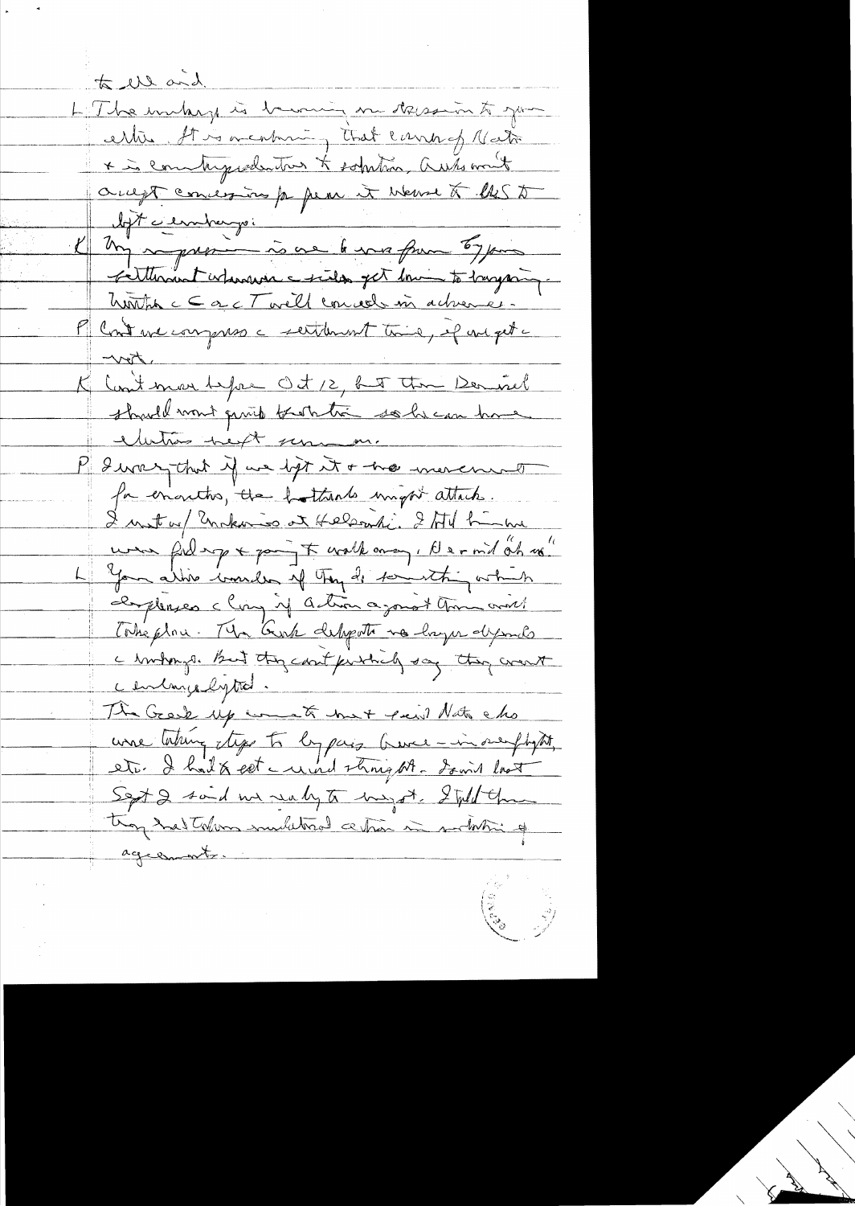to US aid.

L The embargo is bearing on decision to you either. It is weakening that cause of Nato & is counterproductive to solution. Turks won't accept concessions for fear it would be thought US to lift embargo.

K My impression is we b[?] far from Cyprus settlement whenever a sides get down to bargaining. Unless a C and T will concede in advance.

P Can't we compress a settlement time, if we get a vote.

K Can't move before Oct 12, but then Demirel should want quick settlement so he can have election next summer.

P I worry that if we lift it & no movement for months, the hotheads might attack. I met w/ Caramanlis at Helsinki. I told him we were fed up & going to walk away. He said "oh no."

L Your advice concerning Greece is something which explains a long of action against them and Turks. The Greek delegates no longer depends a embargo. But they can't publicly say they want embargo lifted.

The Greek up cuts to [?] & [?] Nato & was taking steps to bypass Greece – in overflights, etc. I had to eat a weird thing [?]. I said last Sept I said we ready to help. I told them they had taken unilateral action in violation of agreements.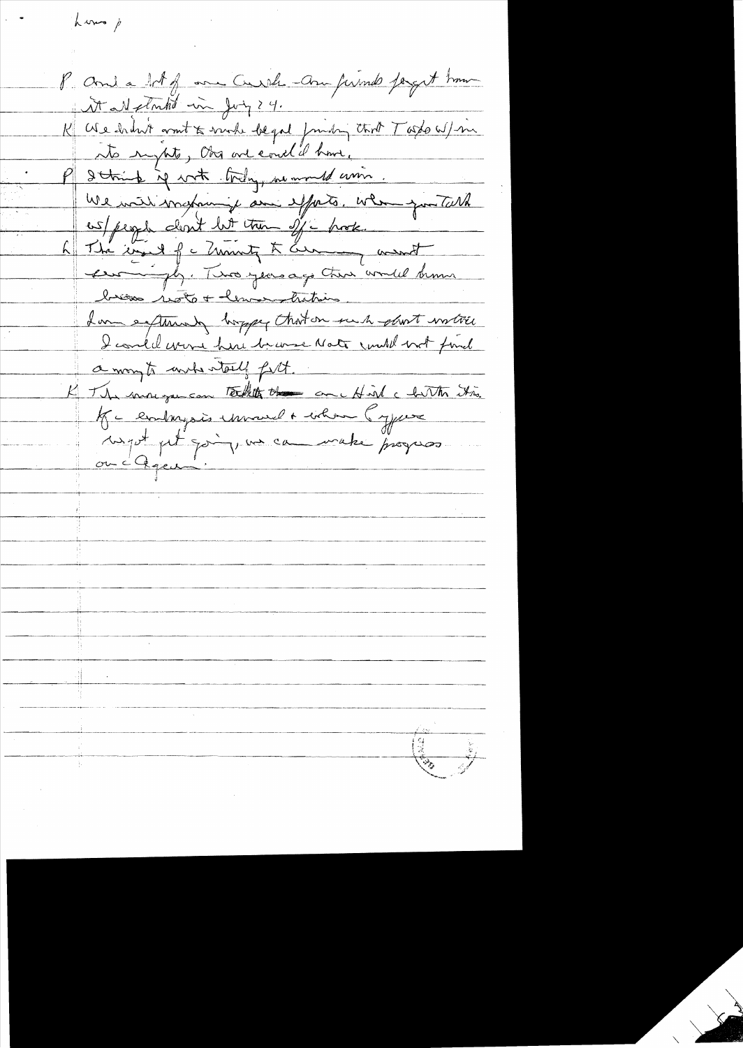Lon p

P And a lot of our Czech-Am friends forget how it all started in July 24.

K We didn't want to make legal finding that Turks w/in its rights, tho we could have.

P I think if vote today, we would win. We will improve our efforts. When you talk w/people don't let them off the hook.

L The unit of the Turkish community in Germany went surprisingly. Two years ago there would have been riots & demonstrations.

I am extremely happy that on such short notice I could come here because Nato could not find a way to make itself felt.

K The more you can tell them and Hill the better this. If the embargo is removed & when Cyprus is got put going, we can make progress on the Aegean.